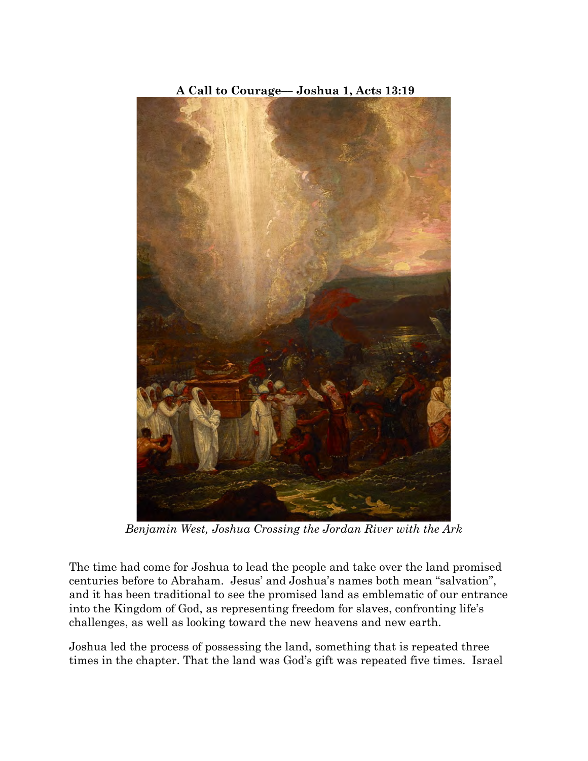**A Call to Courage— Joshua 1, Acts 13:19**

*Benjamin West, Joshua Crossing the Jordan River with the Ark*

The time had come for Joshua to lead the people and take over the land promised centuries before to Abraham. Jesus' and Joshua's names both mean "salvation", and it has been traditional to see the promised land as emblematic of our entrance into the Kingdom of God, as representing freedom for slaves, confronting life's challenges, as well as looking toward the new heavens and new earth.

Joshua led the process of possessing the land, something that is repeated three times in the chapter. That the land was God's gift was repeated five times. Israel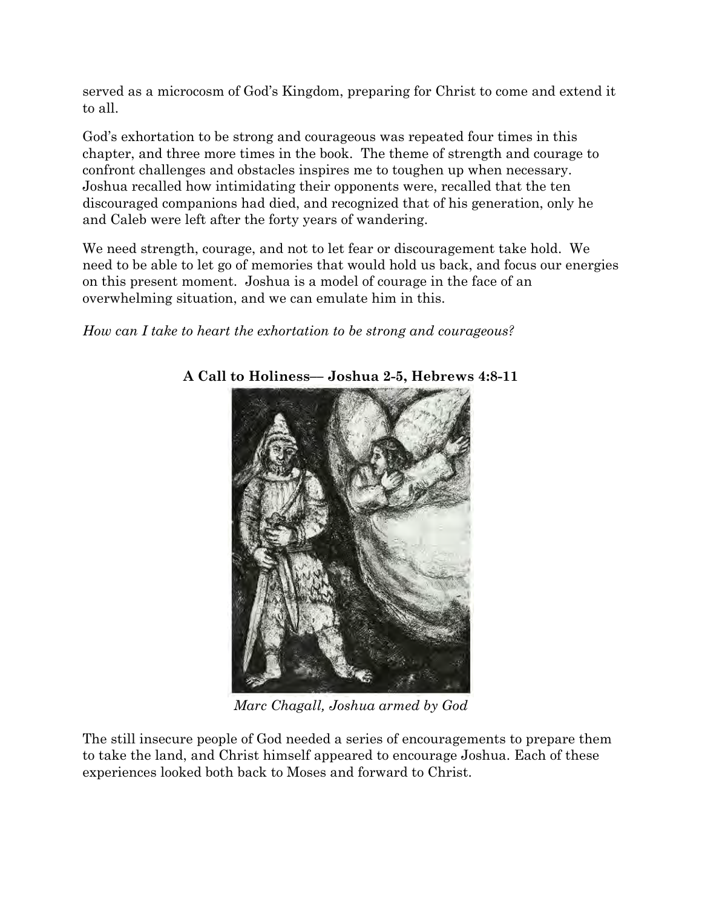served as a microcosm of God's Kingdom, preparing for Christ to come and extend it to all.

God's exhortation to be strong and courageous was repeated four times in this chapter, and three more times in the book. The theme of strength and courage to confront challenges and obstacles inspires me to toughen up when necessary. Joshua recalled how intimidating their opponents were, recalled that the ten discouraged companions had died, and recognized that of his generation, only he and Caleb were left after the forty years of wandering.

We need strength, courage, and not to let fear or discouragement take hold. We need to be able to let go of memories that would hold us back, and focus our energies on this present moment. Joshua is a model of courage in the face of an overwhelming situation, and we can emulate him in this.

*How can I take to heart the exhortation to be strong and courageous?*

## A Call to Holiness— Joshua 2-5, Hebrews 4:8-11

*Marc Chagall, Joshua armed by God*

The still insecure people of God needed a series of encouragements to prepare them to take the land, and Christ himself appeared to encourage Joshua. Each of these experiences looked both back to Moses and forward to Christ.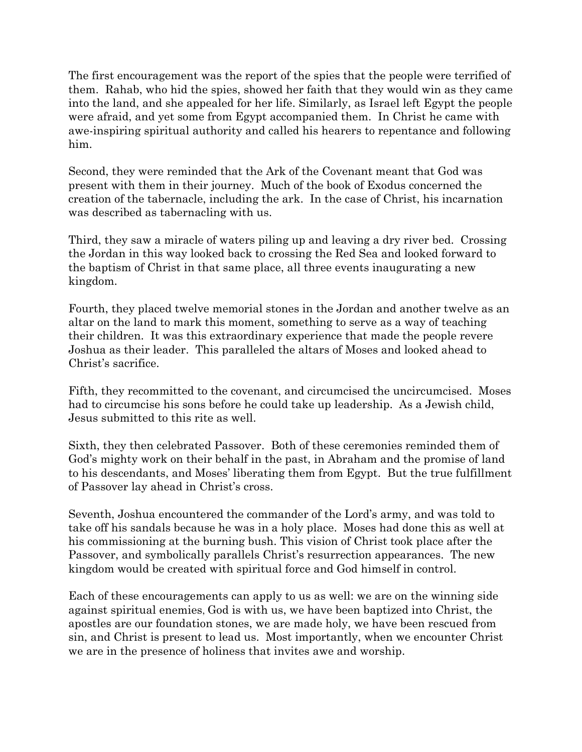The first encouragement was the report of the spies that the people were terrified of them. Rahab, who hid the spies, showed her faith that they would win as they came into the land, and she appealed for her life. Similarly, as Israel left Egypt the people were afraid, and yet some from Egypt accompanied them. In Christ he came with awe-inspiring spiritual authority and called his hearers to repentance and following him.

Second, they were reminded that the Ark of the Covenant meant that God was present with them in their journey. Much of the book of Exodus concerned the creation of the tabernacle, including the ark. In the case of Christ, his incarnation was described as tabernacling with us.

Third, they saw a miracle of waters piling up and leaving a dry river bed. Crossing the Jordan in this way looked back to crossing the Red Sea and looked forward to the baptism of Christ in that same place, all three events inaugurating a new kingdom.

Fourth, they placed twelve memorial stones in the Jordan and another twelve as an altar on the land to mark this moment, something to serve as a way of teaching their children. It was this extraordinary experience that made the people revere Joshua as their leader. This paralleled the altars of Moses and looked ahead to Christ's sacrifice.

Fifth, they recommitted to the covenant, and circumcised the uncircumcised. Moses had to circumcise his sons before he could take up leadership. As a Jewish child, Jesus submitted to this rite as well.

Sixth, they then celebrated Passover. Both of these ceremonies reminded them of God's mighty work on their behalf in the past, in Abraham and the promise of land to his descendants, and Moses' liberating them from Egypt. But the true fulfillment of Passover lay ahead in Christ's cross.

Seventh, Joshua encountered the commander of the Lord's army, and was told to take off his sandals because he was in a holy place. Moses had done this as well at his commissioning at the burning bush. This vision of Christ took place after the Passover, and symbolically parallels Christ's resurrection appearances. The new kingdom would be created with spiritual force and God himself in control.

Each of these encouragements can apply to us as well: we are on the winning side against spiritual enemies, God is with us, we have been baptized into Christ, the apostles are our foundation stones, we are made holy, we have been rescued from sin, and Christ is present to lead us. Most importantly, when we encounter Christ we are in the presence of holiness that invites awe and worship.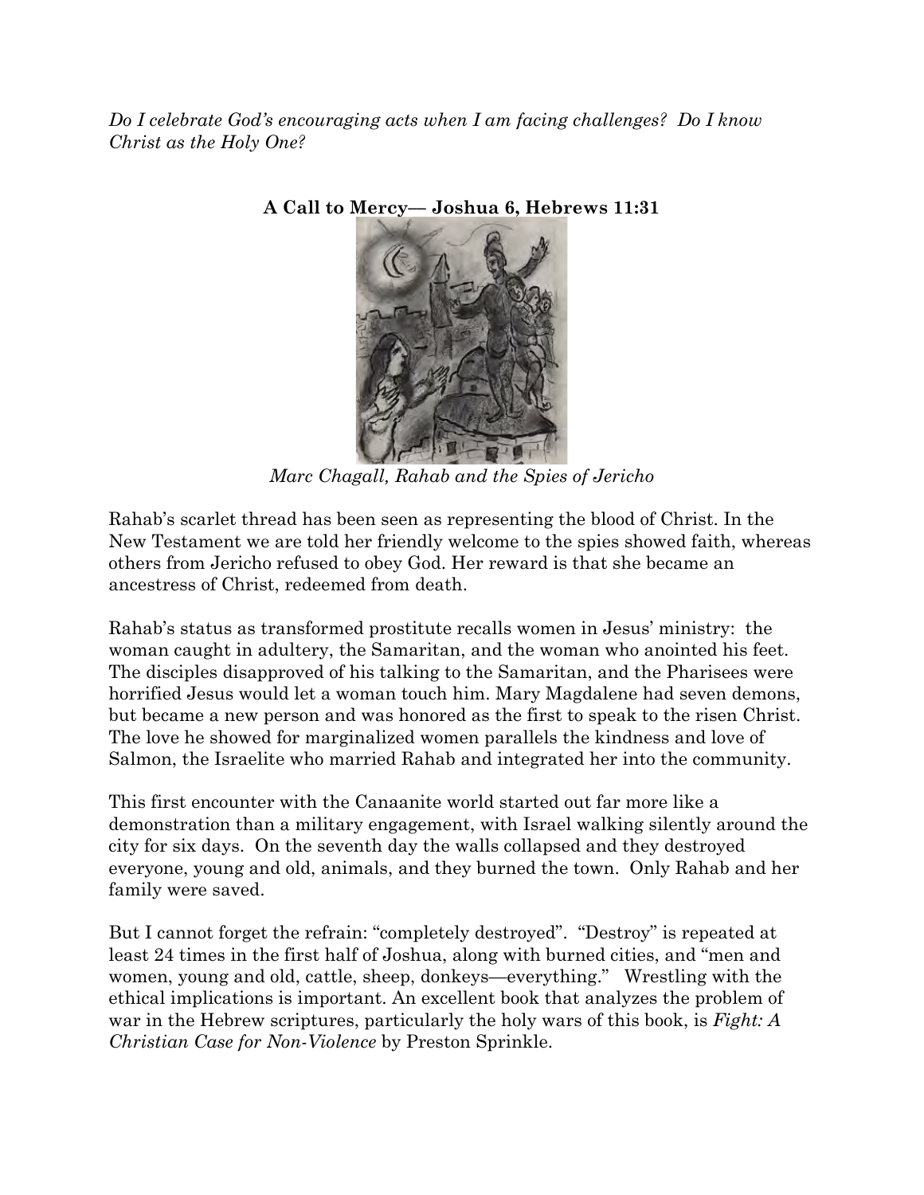*Do I celebrate God's encouraging acts when I am facing challenges? Do I know Christ as the Holy One?*

**A Call to Mercy— Joshua 6, Hebrews 11:31**

*Marc Chagall, Rahab and the Spies of Jericho*

Rahab's scarlet thread has been seen as representing the blood of Christ. In the New Testament we are told her friendly welcome to the spies showed faith, whereas others from Jericho refused to obey God. Her reward is that she became an ancestress of Christ, redeemed from death.

Rahab's status as transformed prostitute recalls women in Jesus' ministry: the woman caught in adultery, the Samaritan, and the woman who anointed his feet. The disciples disapproved of his talking to the Samaritan, and the Pharisees were horrified Jesus would let a woman touch him. Mary Magdalene had seven demons, but became a new person and was honored as the first to speak to the risen Christ. The love he showed for marginalized women parallels the kindness and love of Salmon, the Israelite who married Rahab and integrated her into the community.

This first encounter with the Canaanite world started out far more like a demonstration than a military engagement, with Israel walking silently around the city for six days. On the seventh day the walls collapsed and they destroyed everyone, young and old, animals, and they burned the town. Only Rahab and her family were saved.

But I cannot forget the refrain: "completely destroyed". "Destroy" is repeated at least 24 times in the first half of Joshua, along with burned cities, and "men and women, young and old, cattle, sheep, donkeys—everything." Wrestling with the ethical implications is important. An excellent book that analyzes the problem of war in the Hebrew scriptures, particularly the holy wars of this book, is *Fight: A Christian Case for Non-Violence* by Preston Sprinkle.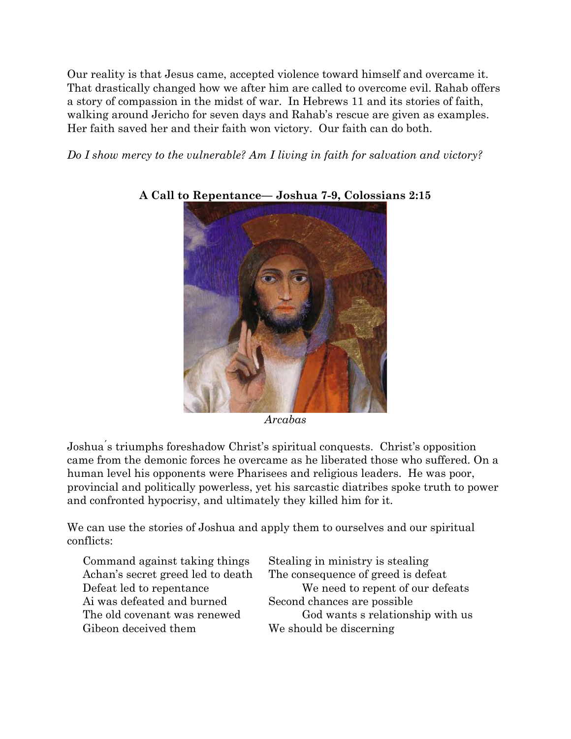Our reality is that Jesus came, accepted violence toward himself and overcame it. That drastically changed how we after him are called to overcome evil. Rahab offers a story of compassion in the midst of war. In Hebrews 11 and its stories of faith, walking around Jericho for seven days and Rahab's rescue are given as examples. Her faith saved her and their faith won victory. Our faith can do both.

*Do I show mercy to the vulnerable? Am I living in faith for salvation and victory?*

**A Call to Repentance— Joshua 7-9, Colossians 2:15**

*Arcabas*

Joshua´s triumphs foreshadow Christ's spiritual conquests. Christ's opposition came from the demonic forces he overcame as he liberated those who suffered. On a human level his opponents were Pharisees and religious leaders. He was poor, provincial and politically powerless, yet his sarcastic diatribes spoke truth to power and confronted hypocrisy, and ultimately they killed him for it.

We can use the stories of Joshua and apply them to ourselves and our spiritual conflicts:

| | |
|---|---|
| Command against taking things | Stealing in ministry is stealing |
| Achan's secret greed led to death | The consequence of greed is defeat |
| Defeat led to repentance | We need to repent of our defeats |
| Ai was defeated and burned | Second chances are possible |
| The old covenant was renewed | God wants s relationship with us |
| Gibeon deceived them | We should be discerning |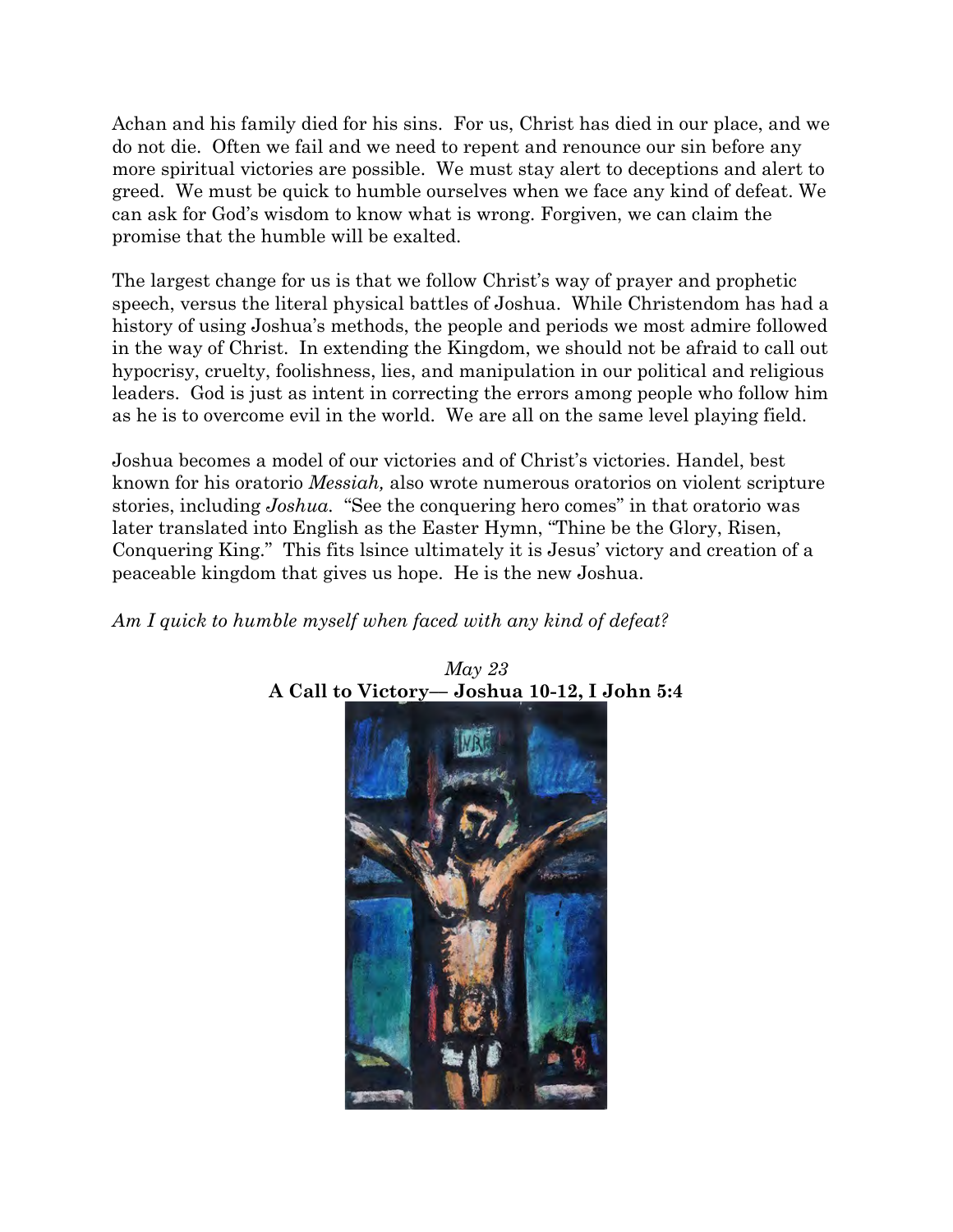Achan and his family died for his sins. For us, Christ has died in our place, and we do not die. Often we fail and we need to repent and renounce our sin before any more spiritual victories are possible. We must stay alert to deceptions and alert to greed. We must be quick to humble ourselves when we face any kind of defeat. We can ask for God's wisdom to know what is wrong. Forgiven, we can claim the promise that the humble will be exalted.

The largest change for us is that we follow Christ's way of prayer and prophetic speech, versus the literal physical battles of Joshua. While Christendom has had a history of using Joshua's methods, the people and periods we most admire followed in the way of Christ. In extending the Kingdom, we should not be afraid to call out hypocrisy, cruelty, foolishness, lies, and manipulation in our political and religious leaders. God is just as intent in correcting the errors among people who follow him as he is to overcome evil in the world. We are all on the same level playing field.

Joshua becomes a model of our victories and of Christ's victories. Handel, best known for his oratorio *Messiah,* also wrote numerous oratorios on violent scripture stories, including *Joshua.* "See the conquering hero comes" in that oratorio was later translated into English as the Easter Hymn, "Thine be the Glory, Risen, Conquering King." This fits lsince ultimately it is Jesus' victory and creation of a peaceable kingdom that gives us hope. He is the new Joshua.

*Am I quick to humble myself when faced with any kind of defeat?*

*May 23*

**A Call to Victory— Joshua 10-12, I John 5:4**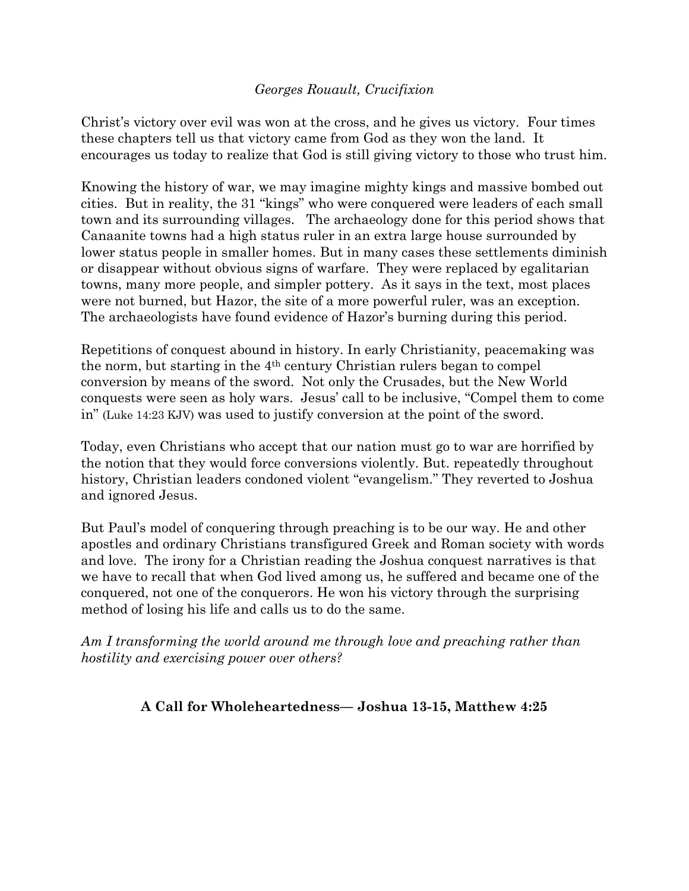*Georges Rouault, Crucifixion*

Christ's victory over evil was won at the cross, and he gives us victory. Four times these chapters tell us that victory came from God as they won the land. It encourages us today to realize that God is still giving victory to those who trust him.

Knowing the history of war, we may imagine mighty kings and massive bombed out cities. But in reality, the 31 "kings" who were conquered were leaders of each small town and its surrounding villages. The archaeology done for this period shows that Canaanite towns had a high status ruler in an extra large house surrounded by lower status people in smaller homes. But in many cases these settlements diminish or disappear without obvious signs of warfare. They were replaced by egalitarian towns, many more people, and simpler pottery. As it says in the text, most places were not burned, but Hazor, the site of a more powerful ruler, was an exception. The archaeologists have found evidence of Hazor's burning during this period.

Repetitions of conquest abound in history. In early Christianity, peacemaking was the norm, but starting in the 4th century Christian rulers began to compel conversion by means of the sword. Not only the Crusades, but the New World conquests were seen as holy wars. Jesus' call to be inclusive, "Compel them to come in" (Luke 14:23 KJV) was used to justify conversion at the point of the sword.

Today, even Christians who accept that our nation must go to war are horrified by the notion that they would force conversions violently. But. repeatedly throughout history, Christian leaders condoned violent "evangelism." They reverted to Joshua and ignored Jesus.

But Paul's model of conquering through preaching is to be our way. He and other apostles and ordinary Christians transfigured Greek and Roman society with words and love. The irony for a Christian reading the Joshua conquest narratives is that we have to recall that when God lived among us, he suffered and became one of the conquered, not one of the conquerors. He won his victory through the surprising method of losing his life and calls us to do the same.

*Am I transforming the world around me through love and preaching rather than hostility and exercising power over others?*

## A Call for Wholeheartedness— Joshua 13-15, Matthew 4:25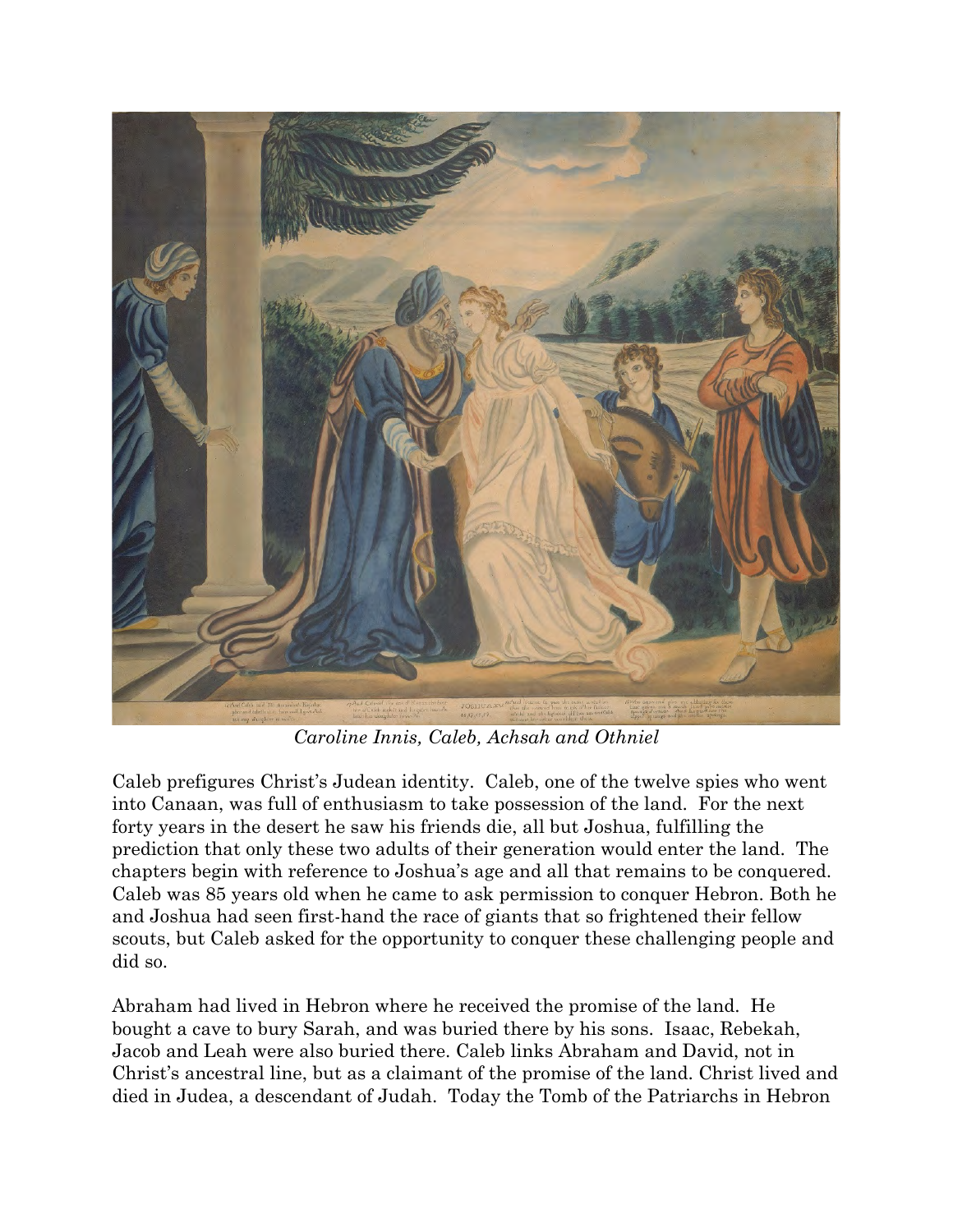*Caroline Innis, Caleb, Achsah and Othniel*

Caleb prefigures Christ's Judean identity. Caleb, one of the twelve spies who went into Canaan, was full of enthusiasm to take possession of the land. For the next forty years in the desert he saw his friends die, all but Joshua, fulfilling the prediction that only these two adults of their generation would enter the land. The chapters begin with reference to Joshua's age and all that remains to be conquered. Caleb was 85 years old when he came to ask permission to conquer Hebron. Both he and Joshua had seen first-hand the race of giants that so frightened their fellow scouts, but Caleb asked for the opportunity to conquer these challenging people and did so.

Abraham had lived in Hebron where he received the promise of the land. He bought a cave to bury Sarah, and was buried there by his sons. Isaac, Rebekah, Jacob and Leah were also buried there. Caleb links Abraham and David, not in Christ's ancestral line, but as a claimant of the promise of the land. Christ lived and died in Judea, a descendant of Judah. Today the Tomb of the Patriarchs in Hebron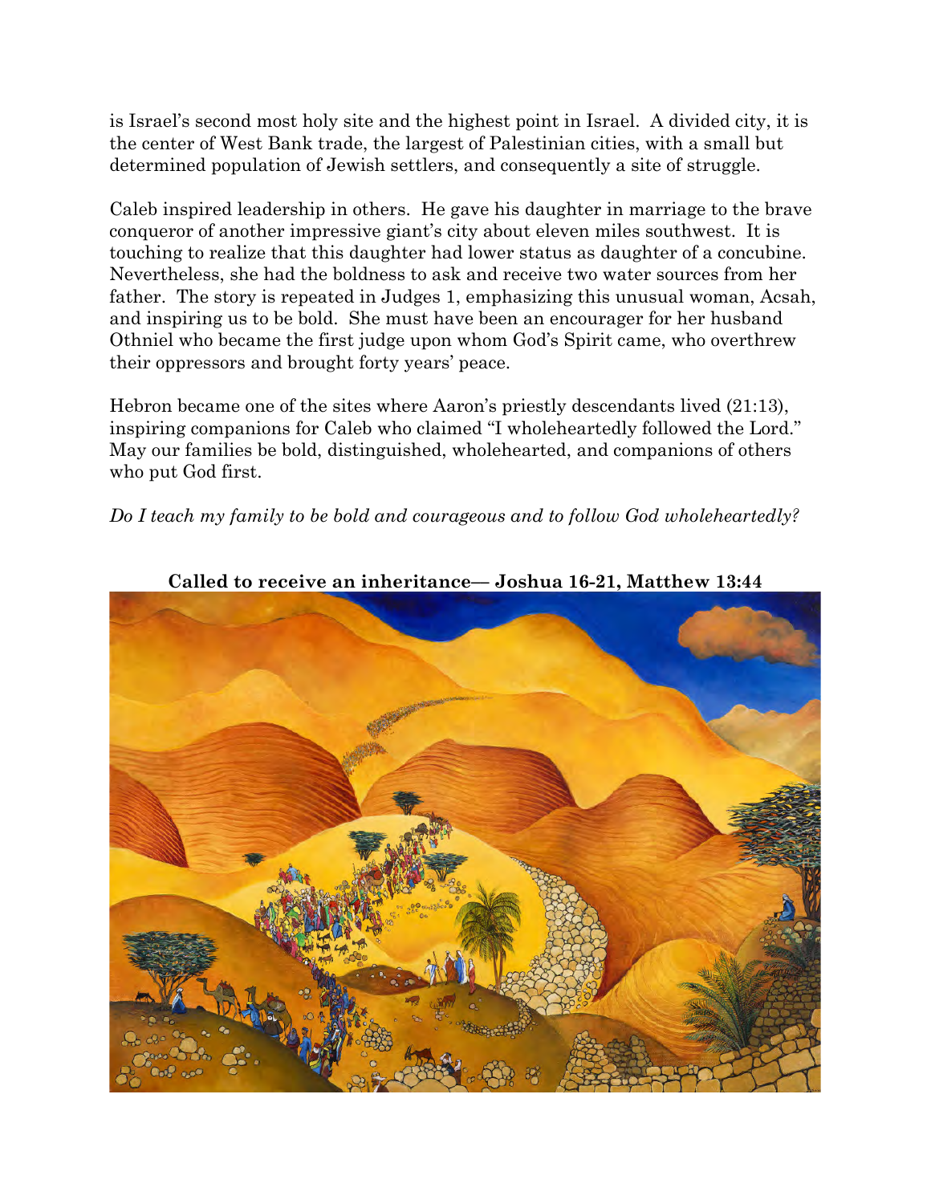is Israel's second most holy site and the highest point in Israel. A divided city, it is the center of West Bank trade, the largest of Palestinian cities, with a small but determined population of Jewish settlers, and consequently a site of struggle.

Caleb inspired leadership in others. He gave his daughter in marriage to the brave conqueror of another impressive giant's city about eleven miles southwest. It is touching to realize that this daughter had lower status as daughter of a concubine. Nevertheless, she had the boldness to ask and receive two water sources from her father. The story is repeated in Judges 1, emphasizing this unusual woman, Acsah, and inspiring us to be bold. She must have been an encourager for her husband Othniel who became the first judge upon whom God's Spirit came, who overthrew their oppressors and brought forty years' peace.

Hebron became one of the sites where Aaron's priestly descendants lived (21:13), inspiring companions for Caleb who claimed "I wholeheartedly followed the Lord." May our families be bold, distinguished, wholehearted, and companions of others who put God first.

*Do I teach my family to be bold and courageous and to follow God wholeheartedly?*

**Called to receive an inheritance— Joshua 16-21, Matthew 13:44**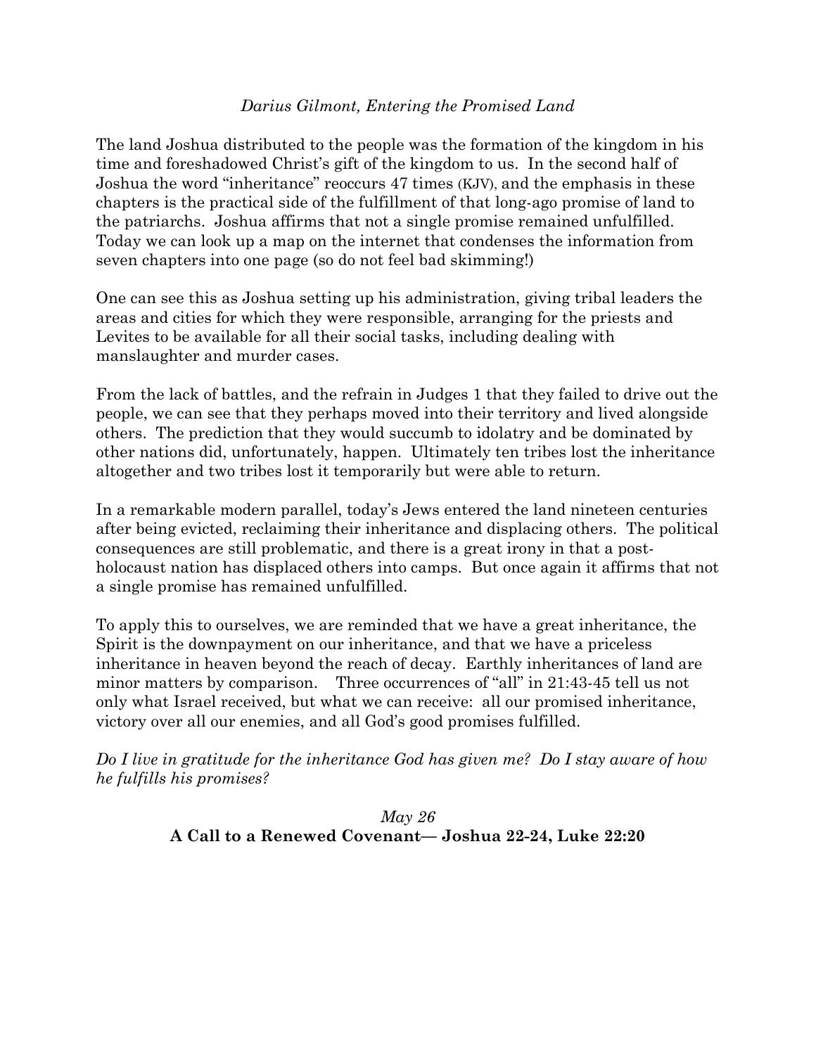*Darius Gilmont, Entering the Promised Land*

The land Joshua distributed to the people was the formation of the kingdom in his time and foreshadowed Christ's gift of the kingdom to us. In the second half of Joshua the word "inheritance" reoccurs 47 times (KJV), and the emphasis in these chapters is the practical side of the fulfillment of that long-ago promise of land to the patriarchs. Joshua affirms that not a single promise remained unfulfilled. Today we can look up a map on the internet that condenses the information from seven chapters into one page (so do not feel bad skimming!)

One can see this as Joshua setting up his administration, giving tribal leaders the areas and cities for which they were responsible, arranging for the priests and Levites to be available for all their social tasks, including dealing with manslaughter and murder cases.

From the lack of battles, and the refrain in Judges 1 that they failed to drive out the people, we can see that they perhaps moved into their territory and lived alongside others. The prediction that they would succumb to idolatry and be dominated by other nations did, unfortunately, happen. Ultimately ten tribes lost the inheritance altogether and two tribes lost it temporarily but were able to return.

In a remarkable modern parallel, today's Jews entered the land nineteen centuries after being evicted, reclaiming their inheritance and displacing others. The political consequences are still problematic, and there is a great irony in that a post-holocaust nation has displaced others into camps. But once again it affirms that not a single promise has remained unfulfilled.

To apply this to ourselves, we are reminded that we have a great inheritance, the Spirit is the downpayment on our inheritance, and that we have a priceless inheritance in heaven beyond the reach of decay. Earthly inheritances of land are minor matters by comparison. Three occurrences of "all" in 21:43-45 tell us not only what Israel received, but what we can receive: all our promised inheritance, victory over all our enemies, and all God's good promises fulfilled.

*Do I live in gratitude for the inheritance God has given me? Do I stay aware of how he fulfills his promises?*

*May 26*

**A Call to a Renewed Covenant— Joshua 22-24, Luke 22:20**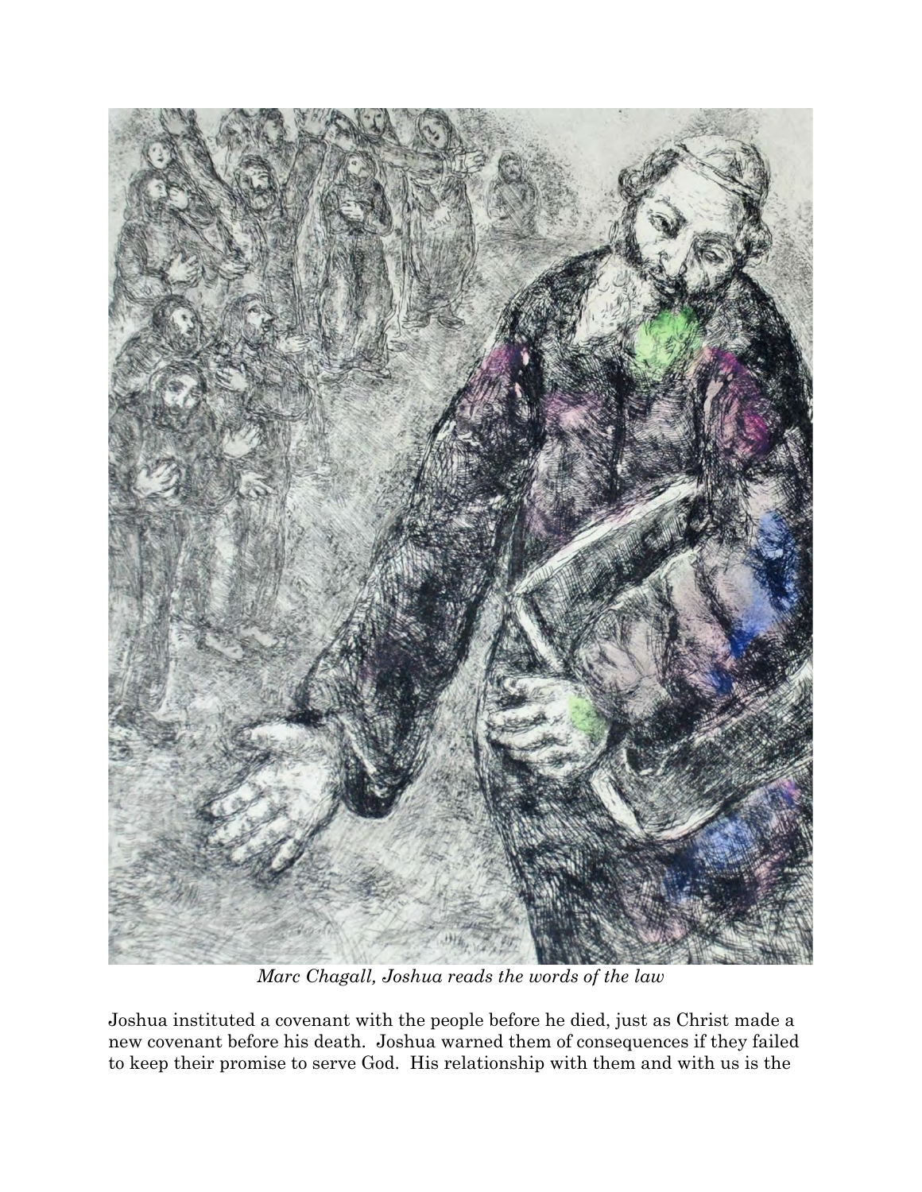*Marc Chagall, Joshua reads the words of the law*

Joshua instituted a covenant with the people before he died, just as Christ made a new covenant before his death. Joshua warned them of consequences if they failed to keep their promise to serve God. His relationship with them and with us is the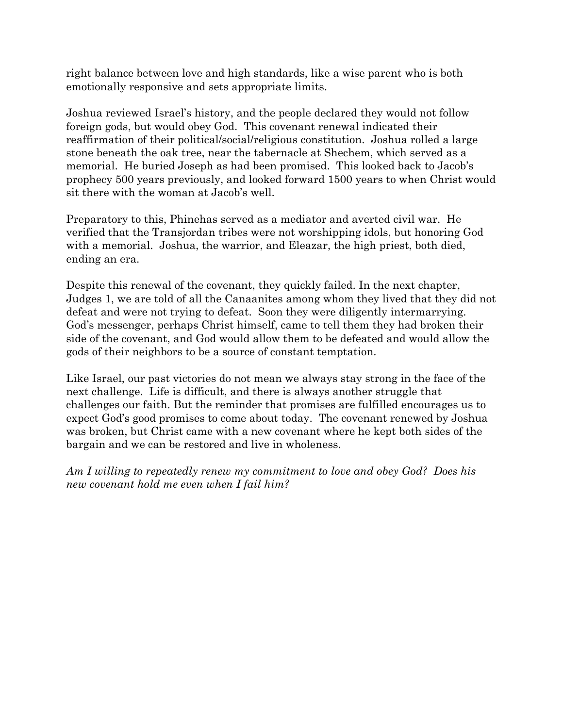right balance between love and high standards, like a wise parent who is both emotionally responsive and sets appropriate limits.

Joshua reviewed Israel's history, and the people declared they would not follow foreign gods, but would obey God. This covenant renewal indicated their reaffirmation of their political/social/religious constitution. Joshua rolled a large stone beneath the oak tree, near the tabernacle at Shechem, which served as a memorial. He buried Joseph as had been promised. This looked back to Jacob's prophecy 500 years previously, and looked forward 1500 years to when Christ would sit there with the woman at Jacob's well.

Preparatory to this, Phinehas served as a mediator and averted civil war. He verified that the Transjordan tribes were not worshipping idols, but honoring God with a memorial. Joshua, the warrior, and Eleazar, the high priest, both died, ending an era.

Despite this renewal of the covenant, they quickly failed. In the next chapter, Judges 1, we are told of all the Canaanites among whom they lived that they did not defeat and were not trying to defeat. Soon they were diligently intermarrying. God's messenger, perhaps Christ himself, came to tell them they had broken their side of the covenant, and God would allow them to be defeated and would allow the gods of their neighbors to be a source of constant temptation.

Like Israel, our past victories do not mean we always stay strong in the face of the next challenge. Life is difficult, and there is always another struggle that challenges our faith. But the reminder that promises are fulfilled encourages us to expect God's good promises to come about today. The covenant renewed by Joshua was broken, but Christ came with a new covenant where he kept both sides of the bargain and we can be restored and live in wholeness.

*Am I willing to repeatedly renew my commitment to love and obey God? Does his new covenant hold me even when I fail him?*